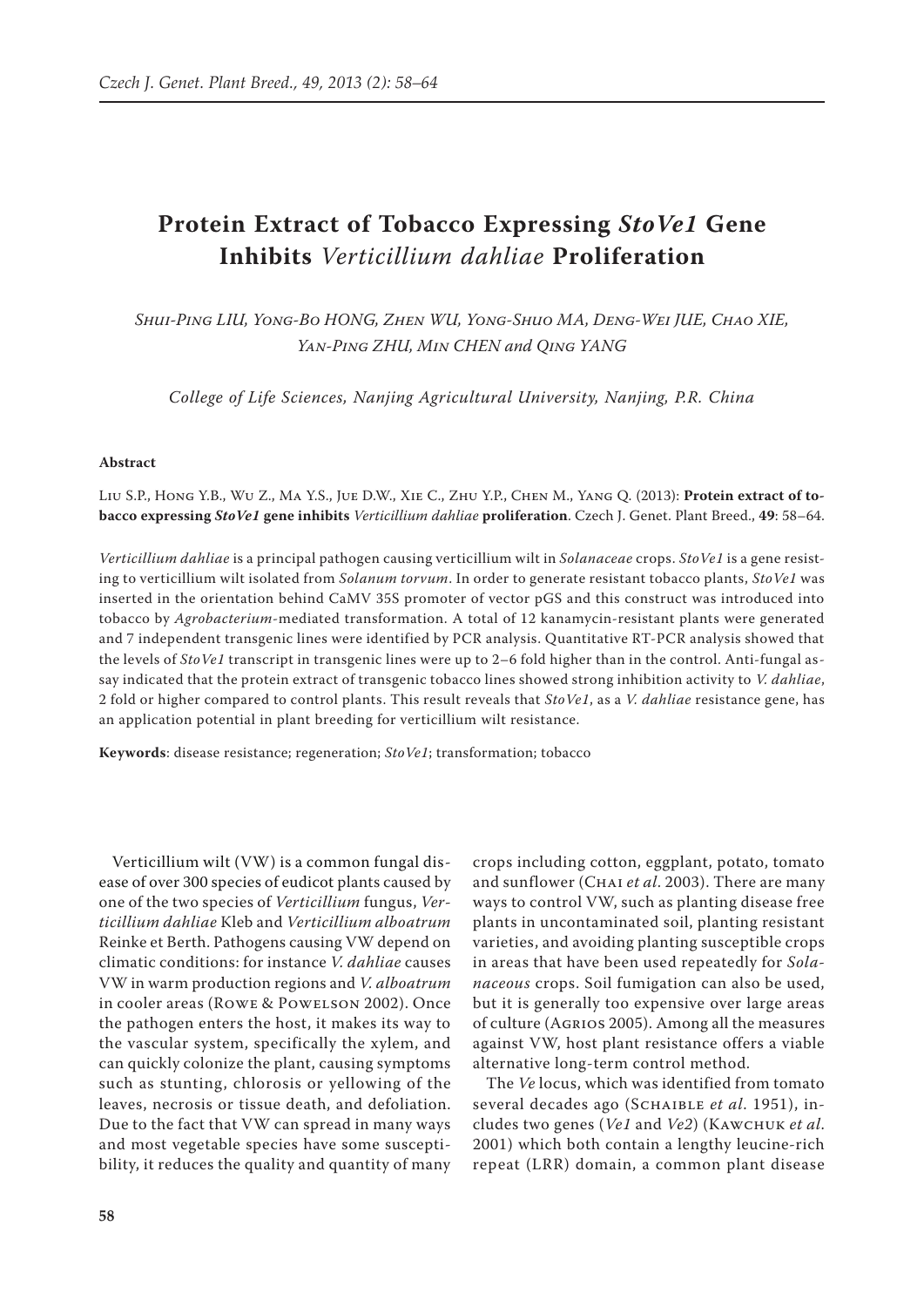# Protein Extract of Tobacco Expressing *StoVe1* Gene Inhibits *Verticillium dahliae* Proliferation

*Shui-Ping LIU, Yong-Bo HONG, Zhen WU, Yong-Shuo MA, Deng-Wei JUE, Chao XIE, Yan-Ping ZHU, Min CHEN and Qing YANG*

*College of Life Sciences, Nanjing Agricultural University, Nanjing, P.R. China*

**Abstract**

Liu S.P., Hong Y.B., Wu Z., Ma Y.S., Jue D.W., Xie C., Zhu Y.P., Chen M., Yang Q. (2013): **Protein extract of tobacco expressing *StoVe1* gene inhibits *Verticillium dahliae* proliferation**. Czech J. Genet. Plant Breed., **49**: 58–64.

*Verticillium dahliae* is a principal pathogen causing verticillium wilt in *Solanaceae* crops. *StoVe1* is a gene resisting to verticillium wilt isolated from *Solanum torvum*. In order to generate resistant tobacco plants, *StoVe1* was inserted in the orientation behind CaMV 35S promoter of vector pGS and this construct was introduced into tobacco by *Agrobacterium*-mediated transformation. A total of 12 kanamycin-resistant plants were generated and 7 independent transgenic lines were identified by PCR analysis. Quantitative RT-PCR analysis showed that the levels of *StoVe1* transcript in transgenic lines were up to 2–6 fold higher than in the control. Anti-fungal assay indicated that the protein extract of transgenic tobacco lines showed strong inhibition activity to *V. dahliae*, 2 fold or higher compared to control plants. This result reveals that *StoVe1*, as a *V. dahliae* resistance gene, has an application potential in plant breeding for verticillium wilt resistance.

**Keywords**: disease resistance; regeneration; *StoVe1*; transformation; tobacco

Verticillium wilt (VW) is a common fungal disease of over 300 species of eudicot plants caused by one of the two species of *Verticillium* fungus, *Verticillium dahliae* Kleb and *Verticillium alboatrum* Reinke et Berth. Pathogens causing VW depend on climatic conditions: for instance *V. dahliae* causes VW in warm production regions and *V. alboatrum* in cooler areas (Rowe & Powelson 2002). Once the pathogen enters the host, it makes its way to the vascular system, specifically the xylem, and can quickly colonize the plant, causing symptoms such as stunting, chlorosis or yellowing of the leaves, necrosis or tissue death, and defoliation. Due to the fact that VW can spread in many ways and most vegetable species have some susceptibility, it reduces the quality and quantity of many crops including cotton, eggplant, potato, tomato and sunflower (Chai *et al*. 2003). There are many ways to control VW, such as planting disease free plants in uncontaminated soil, planting resistant varieties, and avoiding planting susceptible crops in areas that have been used repeatedly for *Solanaceous* crops. Soil fumigation can also be used, but it is generally too expensive over large areas of culture (Agrios 2005). Among all the measures against VW, host plant resistance offers a viable alternative long-term control method.

The *Ve* locus, which was identified from tomato several decades ago (Schaible *et al*. 1951), includes two genes (*Ve1* and *Ve2*) (Kawchuk *et al*. 2001) which both contain a lengthy leucine-rich repeat (LRR) domain, a common plant disease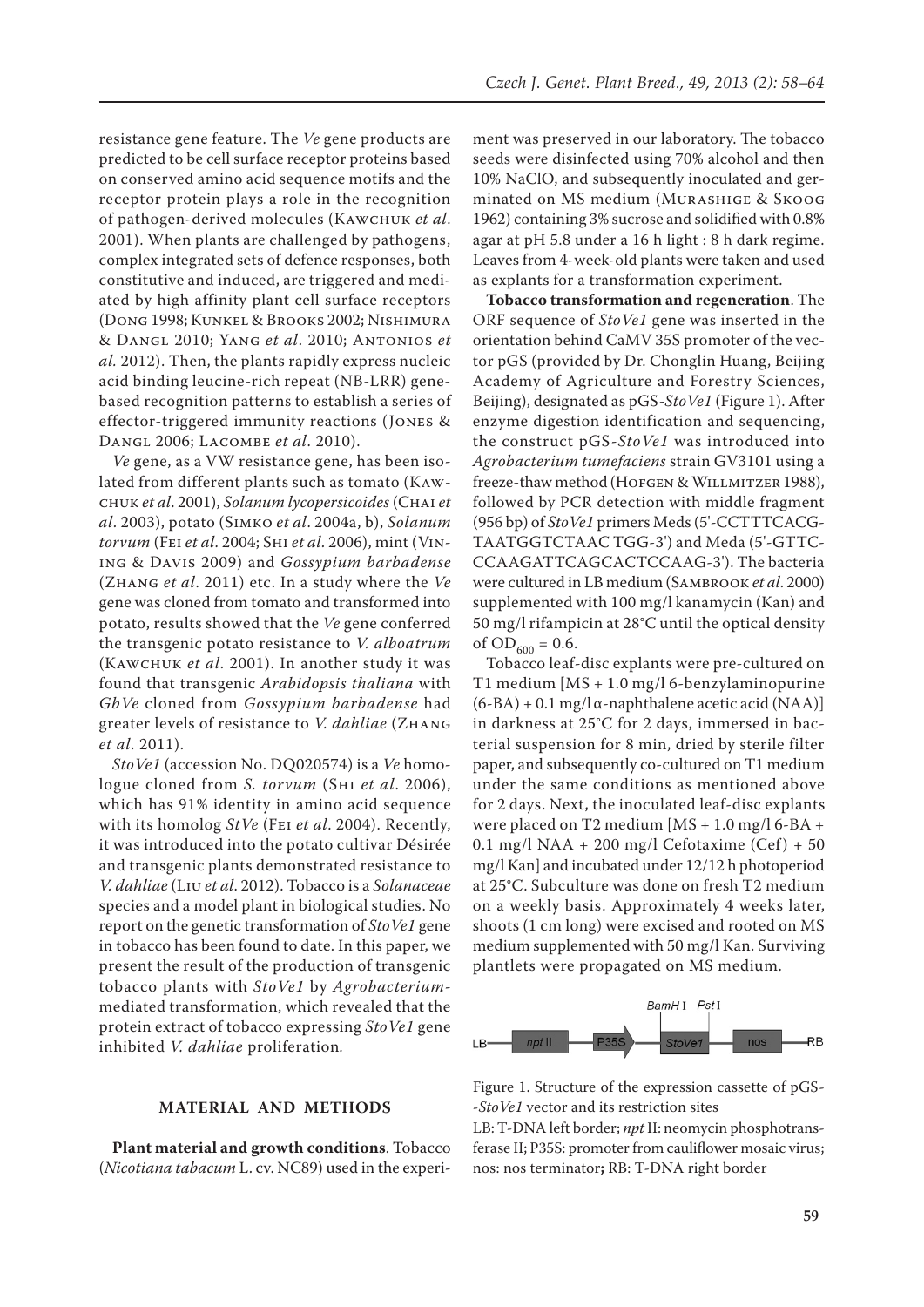resistance gene feature. The *Ve* gene products are predicted to be cell surface receptor proteins based on conserved amino acid sequence motifs and the receptor protein plays a role in the recognition of pathogen-derived molecules (Kawchuk *et al*. 2001). When plants are challenged by pathogens, complex integrated sets of defence responses, both constitutive and induced, are triggered and mediated by high affinity plant cell surface receptors (Dong 1998; Kunkel & Brooks 2002; Nishimura & Dangl 2010; Yang *et al*. 2010; Antonios *et al.* 2012). Then, the plants rapidly express nucleic acid binding leucine-rich repeat (NB-LRR) gene-based recognition patterns to establish a series of effector-triggered immunity reactions (Jones & Dangl 2006; Lacombe *et al*. 2010).

*Ve* gene, as a VW resistance gene, has been isolated from different plants such as tomato (Kawchuk *et al.* 2001), *Solanum lycopersicoides* (Chai *et al*. 2003), potato (Simko *et al*. 2004a, b), *Solanum torvum* (Fei *et al*. 2004; Shi *et al*. 2006), mint (Vining & Davis 2009) and *Gossypium barbadense* (Zhang *et al*. 2011) etc. In a study where the *Ve* gene was cloned from tomato and transformed into potato, results showed that the *Ve* gene conferred the transgenic potato resistance to *V. alboatrum* (Kawchuk *et al*. 2001). In another study it was found that transgenic *Arabidopsis thaliana* with *GbVe* cloned from *Gossypium barbadense* had greater levels of resistance to *V. dahliae* (Zhang *et al.* 2011).

*StoVe1* (accession No. DQ020574) is a *Ve* homologue cloned from *S. torvum* (Shi *et al*. 2006), which has 91% identity in amino acid sequence with its homolog *StVe* (Fei *et al*. 2004). Recently, it was introduced into the potato cultivar Désirée and transgenic plants demonstrated resistance to *V. dahliae* (Liu *et al.* 2012). Tobacco is a *Solanaceae* species and a model plant in biological studies. No report on the genetic transformation of *StoVe1* gene in tobacco has been found to date. In this paper, we present the result of the production of transgenic tobacco plants with *StoVe1* by *Agrobacterium*-mediated transformation, which revealed that the protein extract of tobacco expressing *StoVe1* gene inhibited *V. dahliae* proliferation.

## MATERIAL AND METHODS

**Plant material and growth conditions**. Tobacco (*Nicotiana tabacum* L. cv. NC89) used in the experiment was preserved in our laboratory. The tobacco seeds were disinfected using 70% alcohol and then 10% NaClO, and subsequently inoculated and germinated on MS medium (Murashige & Skoog 1962) containing 3% sucrose and solidified with 0.8% agar at pH 5.8 under a 16 h light : 8 h dark regime. Leaves from 4-week-old plants were taken and used as explants for a transformation experiment.

**Tobacco transformation and regeneration**. The ORF sequence of *StoVe1* gene was inserted in the orientation behind CaMV 35S promoter of the vector pGS (provided by Dr. Chonglin Huang, Beijing Academy of Agriculture and Forestry Sciences, Beijing), designated as pGS-*StoVe1* (Figure 1). After enzyme digestion identification and sequencing, the construct pGS-*StoVe1* was introduced into *Agrobacterium tumefaciens* strain GV3101 using a freeze-thaw method (Hofgen & Willmitzer 1988), followed by PCR detection with middle fragment (956 bp) of *StoVe1* primers Meds (5'-CCTTTCACGTAATGGTCTAAC TGG-3') and Meda (5'-GTTCCCAAGATTCAGCACTCCAAG-3'). The bacteria were cultured in LB medium (Sambrook *et al*. 2000) supplemented with 100 mg/l kanamycin (Kan) and 50 mg/l rifampicin at 28°C until the optical density of $OD_{600}$ = 0.6.

Tobacco leaf-disc explants were pre-cultured on T1 medium [MS + 1.0 mg/l 6-benzylaminopurine (6-BA) + 0.1 mg/l α-naphthalene acetic acid (NAA)] in darkness at 25°C for 2 days, immersed in bacterial suspension for 8 min, dried by sterile filter paper, and subsequently co-cultured on T1 medium under the same conditions as mentioned above for 2 days. Next, the inoculated leaf-disc explants were placed on T2 medium [MS + 1.0 mg/l 6-BA + 0.1 mg/l NAA + 200 mg/l Cefotaxime (Cef) + 50 mg/l Kan] and incubated under 12/12 h photoperiod at 25°C. Subculture was done on fresh T2 medium on a weekly basis. Approximately 4 weeks later, shoots (1 cm long) were excised and rooted on MS medium supplemented with 50 mg/l Kan. Surviving plantlets were propagated on MS medium.

LB — *npt* II — P35S — *StoVe1* (BamH I, Pst I) — nos — RB

Figure 1. Structure of the expression cassette of pGS-*StoVe1* vector and its restriction sites

LB: T-DNA left border; *npt* II: neomycin phosphotransferase II; P35S: promoter from cauliflower mosaic virus; nos: nos terminator; RB: T-DNA right border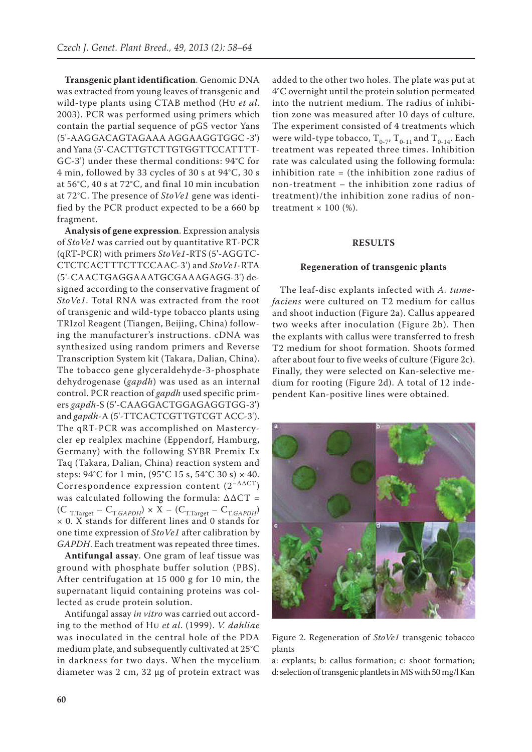**Transgenic plant identification**. Genomic DNA was extracted from young leaves of transgenic and wild-type plants using CTAB method (Hu *et al*. 2003). PCR was performed using primers which contain the partial sequence of pGS vector Yans (5'-AAGGACAGTAGAAA AGGAAGGTGGC -3') and Yana (5'-CACTTGTCTTGTGGTTCCATTTT-GC-3') under these thermal conditions: 94°C for 4 min, followed by 33 cycles of 30 s at 94°C, 30 s at 56°C, 40 s at 72°C, and final 10 min incubation at 72°C. The presence of *StoVe1* gene was identified by the PCR product expected to be a 660 bp fragment.

**Analysis of gene expression**. Expression analysis of *StoVe1* was carried out by quantitative RT-PCR (qRT-PCR) with primers *StoVe1*-RTS (5'-AGGTC-CTCTCACTTTCTTCCAAC-3') and *StoVe1*-RTA (5'-CAACTGAGGAAATGCGAAAGAGG-3') designed according to the conservative fragment of *StoVe1*. Total RNA was extracted from the root of transgenic and wild-type tobacco plants using TRIzol Reagent (Tiangen, Beijing, China) following the manufacturer's instructions. cDNA was synthesized using random primers and Reverse Transcription System kit (Takara, Dalian, China). The tobacco gene glyceraldehyde-3-phosphate dehydrogenase (*gapdh*) was used as an internal control. PCR reaction of *gapdh* used specific primers *gapdh*-S (5'-CAAGGACTGGAGAGGTGG-3') and *gapdh*-A (5'-TTCACTCGTTGTCGT ACC-3'). The qRT-PCR was accomplished on Mastercycler ep realplex machine (Eppendorf, Hamburg, Germany) with the following SYBR Premix Ex Taq (Takara, Dalian, China) reaction system and steps: 94°C for 1 min, (95°C 15 s, 54°C 30 s) × 40. Correspondence expression content ($2^{-\Delta\Delta CT}$) was calculated following the formula: $\Delta\Delta CT = (C_{T.Target} - C_{T.GAPDH}) \times X - (C_{T.Target} - C_{T.GAPDH}) \times 0$. X stands for different lines and 0 stands for one time expression of *StoVe1* after calibration by *GAPDH*. Each treatment was repeated three times.

**Antifungal assay**. One gram of leaf tissue was ground with phosphate buffer solution (PBS). After centrifugation at 15 000 g for 10 min, the supernatant liquid containing proteins was collected as crude protein solution.

Antifungal assay *in vitro* was carried out according to the method of Hu *et al*. (1999). *V. dahliae* was inoculated in the central hole of the PDA medium plate, and subsequently cultivated at 25°C in darkness for two days. When the mycelium diameter was 2 cm, 32 μg of protein extract was added to the other two holes. The plate was put at 4°C overnight until the protein solution permeated into the nutrient medium. The radius of inhibition zone was measured after 10 days of culture. The experiment consisted of 4 treatments which were wild-type tobacco, $T_{0\text{-}7}$, $T_{0\text{-}11}$ and $T_{0\text{-}14}$. Each treatment was repeated three times. Inhibition rate was calculated using the following formula: inhibition rate = (the inhibition zone radius of non-treatment – the inhibition zone radius of treatment)/the inhibition zone radius of non-treatment × 100 (%).

## RESULTS

### Regeneration of transgenic plants

The leaf-disc explants infected with *A. tumefaciens* were cultured on T2 medium for callus and shoot induction (Figure 2a). Callus appeared two weeks after inoculation (Figure 2b). Then the explants with callus were transferred to fresh T2 medium for shoot formation. Shoots formed after about four to five weeks of culture (Figure 2c). Finally, they were selected on Kan-selective medium for rooting (Figure 2d). A total of 12 independent Kan-positive lines were obtained.

Figure 2. Regeneration of *StoVe1* transgenic tobacco plants

a: explants; b: callus formation; c: shoot formation; d: selection of transgenic plantlets in MS with 50 mg/l Kan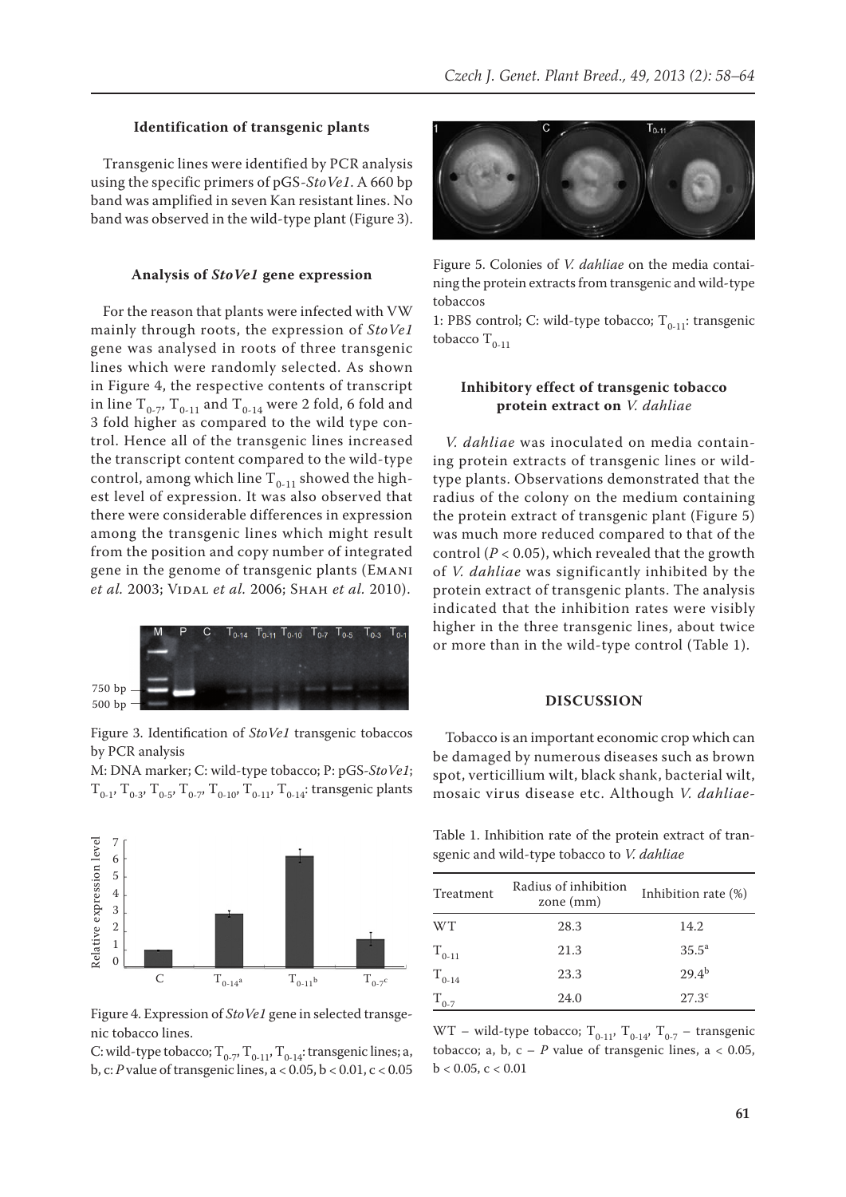### Identification of transgenic plants

Transgenic lines were identified by PCR analysis using the specific primers of pGS-*StoVe1*. A 660 bp band was amplified in seven Kan resistant lines. No band was observed in the wild-type plant (Figure 3).

### Analysis of *StoVe1* gene expression

For the reason that plants were infected with VW mainly through roots, the expression of *StoVe1* gene was analysed in roots of three transgenic lines which were randomly selected. As shown in Figure 4, the respective contents of transcript in line $T_{0-7}$, $T_{0-11}$ and $T_{0-14}$ were 2 fold, 6 fold and 3 fold higher as compared to the wild type control. Hence all of the transgenic lines increased the transcript content compared to the wild-type control, among which line $T_{0-11}$ showed the highest level of expression. It was also observed that there were considerable differences in expression among the transgenic lines which might result from the position and copy number of integrated gene in the genome of transgenic plants (Emani *et al.* 2003; Vidal *et al.* 2006; Shah *et al.* 2010).

Figure 3. Identification of *StoVe1* transgenic tobaccos by PCR analysis

M: DNA marker; C: wild-type tobacco; P: pGS-*StoVe1*; $T_{0-1}$, $T_{0-3}$, $T_{0-5}$, $T_{0-7}$, $T_{0-10}$, $T_{0-11}$, $T_{0-14}$: transgenic plants

Figure 4. Expression of *StoVe1* gene in selected transgenic tobacco lines.

C: wild-type tobacco; $T_{0-7}$, $T_{0-11}$, $T_{0-14}$: transgenic lines; a, b, c: *P* value of transgenic lines, a < 0.05, b < 0.01, c < 0.05

Figure 5. Colonies of *V. dahliae* on the media containing the protein extracts from transgenic and wild-type tobaccos

1: PBS control; C: wild-type tobacco; $T_{0-11}$: transgenic tobacco $T_{0-11}$

### Inhibitory effect of transgenic tobacco protein extract on *V. dahliae*

*V. dahliae* was inoculated on media containing protein extracts of transgenic lines or wild-type plants. Observations demonstrated that the radius of the colony on the medium containing the protein extract of transgenic plant (Figure 5) was much more reduced compared to that of the control ($P < 0.05$), which revealed that the growth of *V. dahliae* was significantly inhibited by the protein extract of transgenic plants. The analysis indicated that the inhibition rates were visibly higher in the three transgenic lines, about twice or more than in the wild-type control (Table 1).

## DISCUSSION

Tobacco is an important economic crop which can be damaged by numerous diseases such as brown spot, verticillium wilt, black shank, bacterial wilt, mosaic virus disease etc. Although *V. dahliae*-

Table 1. Inhibition rate of the protein extract of transgenic and wild-type tobacco to *V. dahliae*

| Treatment | Radius of inhibition zone (mm) | Inhibition rate (%) |
|---|---|---|
| WT | 28.3 | 14.2 |
| $T_{0-11}$ | 21.3 | 35.5[a] |
| $T_{0-14}$ | 23.3 | 29.4[b] |
| $T_{0-7}$ | 24.0 | 27.3[c] |

WT – wild-type tobacco; $T_{0-11}$, $T_{0-14}$, $T_{0-7}$ – transgenic tobacco; a, b, c – *P* value of transgenic lines, a < 0.05, b < 0.05, c < 0.01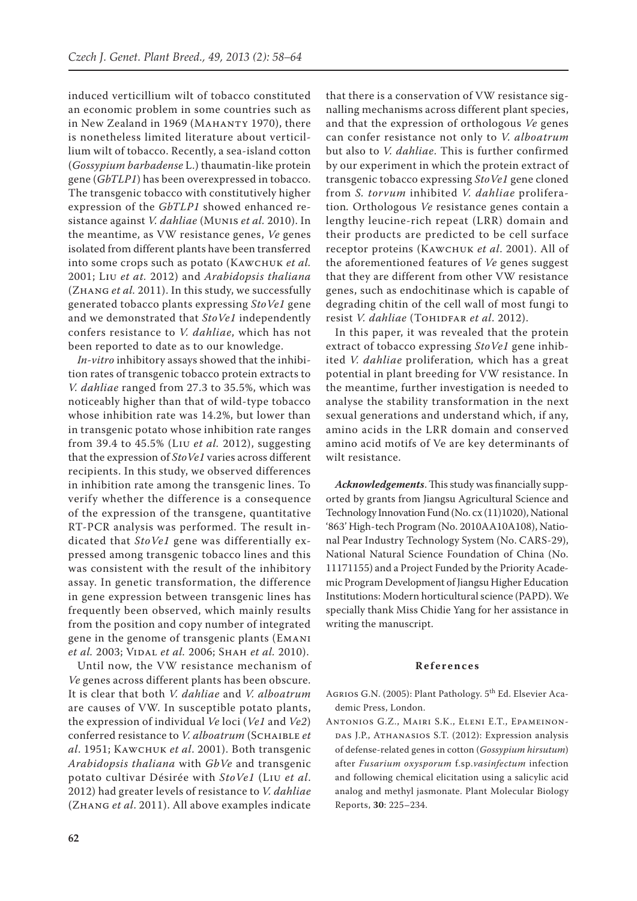induced verticillium wilt of tobacco constituted an economic problem in some countries such as in New Zealand in 1969 (Mahanty 1970), there is nonetheless limited literature about verticillium wilt of tobacco. Recently, a sea-island cotton (*Gossypium barbadense* L.) thaumatin-like protein gene (*GbTLP1*) has been overexpressed in tobacco. The transgenic tobacco with constitutively higher expression of the *GbTLP1* showed enhanced resistance against *V. dahliae* (Munis *et al.* 2010). In the meantime, as VW resistance genes, *Ve* genes isolated from different plants have been transferred into some crops such as potato (Kawchuk *et al.* 2001; Liu *et at.* 2012) and *Arabidopsis thaliana* (Zhang *et al.* 2011). In this study, we successfully generated tobacco plants expressing *StoVe1* gene and we demonstrated that *StoVe1* independently confers resistance to *V. dahliae*, which has not been reported to date as to our knowledge.

*In-vitro* inhibitory assays showed that the inhibition rates of transgenic tobacco protein extracts to *V. dahliae* ranged from 27.3 to 35.5%, which was noticeably higher than that of wild-type tobacco whose inhibition rate was 14.2%, but lower than in transgenic potato whose inhibition rate ranges from 39.4 to 45.5% (Liu *et al.* 2012), suggesting that the expression of *StoVe1* varies across different recipients. In this study, we observed differences in inhibition rate among the transgenic lines. To verify whether the difference is a consequence of the expression of the transgene, quantitative RT-PCR analysis was performed. The result indicated that *StoVe1* gene was differentially expressed among transgenic tobacco lines and this was consistent with the result of the inhibitory assay. In genetic transformation, the difference in gene expression between transgenic lines has frequently been observed, which mainly results from the position and copy number of integrated gene in the genome of transgenic plants (Emani *et al.* 2003; Vidal *et al.* 2006; Shah *et al.* 2010).

Until now, the VW resistance mechanism of *Ve* genes across different plants has been obscure. It is clear that both *V. dahliae* and *V. alboatrum* are causes of VW. In susceptible potato plants, the expression of individual *Ve* loci (*Ve1* and *Ve2*) conferred resistance to *V. alboatrum* (Schaible *et al*. 1951; Kawchuk *et al*. 2001). Both transgenic *Arabidopsis thaliana* with *GbVe* and transgenic potato cultivar Désirée with *StoVe1* (Liu *et al*. 2012) had greater levels of resistance to *V. dahliae* (Zhang *et al*. 2011). All above examples indicate that there is a conservation of VW resistance signalling mechanisms across different plant species, and that the expression of orthologous *Ve* genes can confer resistance not only to *V. alboatrum* but also to *V. dahliae*. This is further confirmed by our experiment in which the protein extract of transgenic tobacco expressing *StoVe1* gene cloned from *S. torvum* inhibited *V. dahliae* proliferation. Orthologous *Ve* resistance genes contain a lengthy leucine-rich repeat (LRR) domain and their products are predicted to be cell surface receptor proteins (Kawchuk *et al*. 2001). All of the aforementioned features of *Ve* genes suggest that they are different from other VW resistance genes, such as endochitinase which is capable of degrading chitin of the cell wall of most fungi to resist *V. dahliae* (Tohidfar *et al*. 2012).

In this paper, it was revealed that the protein extract of tobacco expressing *StoVe1* gene inhibited *V. dahliae* proliferation*,* which has a great potential in plant breeding for VW resistance. In the meantime, further investigation is needed to analyse the stability transformation in the next sexual generations and understand which, if any, amino acids in the LRR domain and conserved amino acid motifs of Ve are key determinants of wilt resistance.

***Acknowledgements***. This study was financially supported by grants from Jiangsu Agricultural Science and Technology Innovation Fund (No. cx (11)1020), National '863' High-tech Program (No. 2010AA10A108), National Pear Industry Technology System (No. CARS-29), National Natural Science Foundation of China (No. 11171155) and a Project Funded by the Priority Academic Program Development of Jiangsu Higher Education Institutions: Modern horticultural science (PAPD). We specially thank Miss Chidie Yang for her assistance in writing the manuscript.

## References

Agrios G.N. (2005): Plant Pathology. 5th Ed. Elsevier Academic Press, London.

Antonios G.Z., Mairi S.K., Eleni E.T., Epameinondas J.P., Athanasios S.T. (2012): Expression analysis of defense-related genes in cotton (*Gossypium hirsutum*) after *Fusarium oxysporum* f.sp.*vasinfectum* infection and following chemical elicitation using a salicylic acid analog and methyl jasmonate. Plant Molecular Biology Reports, **30**: 225–234.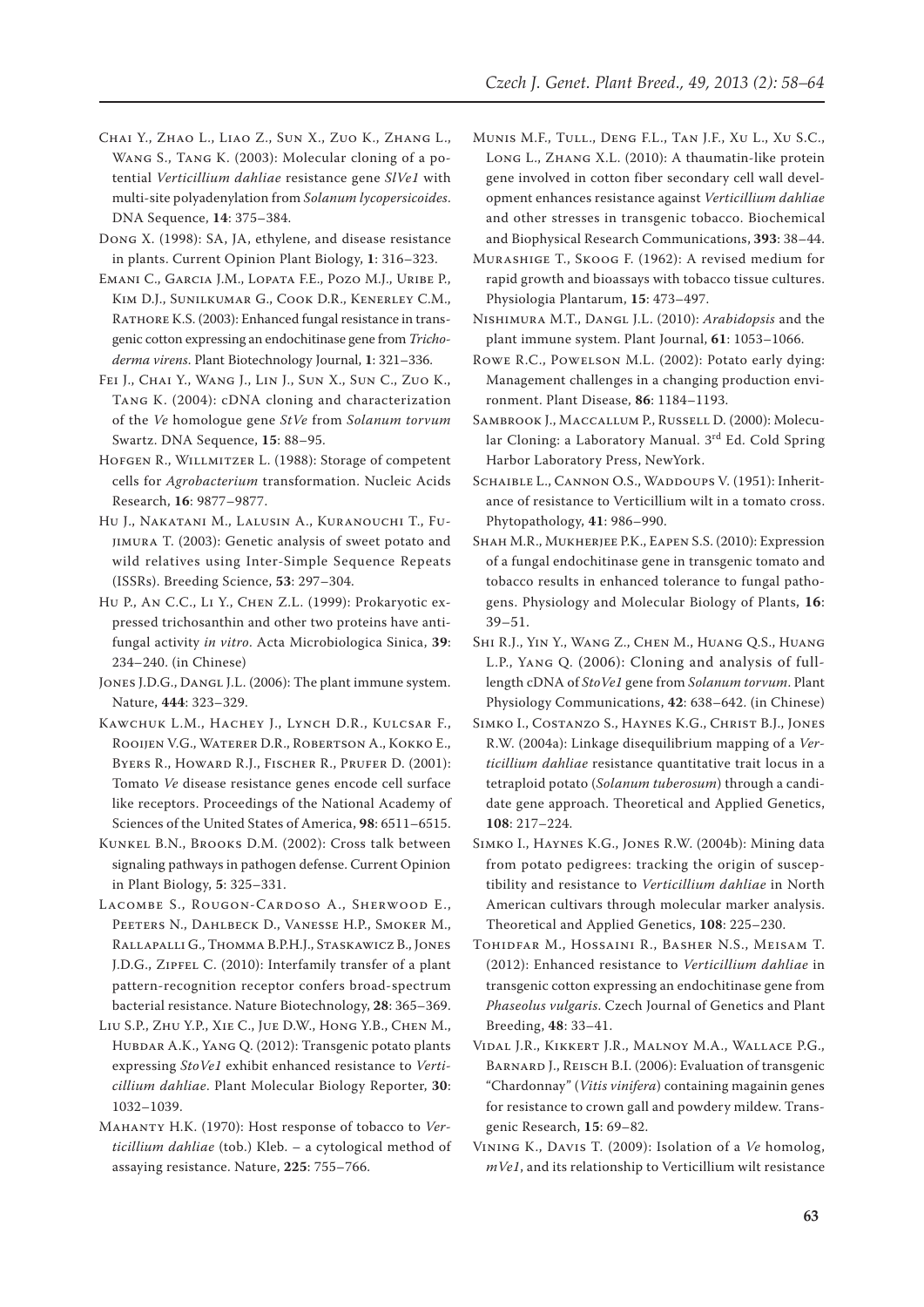Chai Y., Zhao L., Liao Z., Sun X., Zuo K., Zhang L., Wang S., Tang K. (2003): Molecular cloning of a potential *Verticillium dahliae* resistance gene *SlVe1* with multi-site polyadenylation from *Solanum lycopersicoides*. DNA Sequence, **14**: 375–384.

Dong X. (1998): SA, JA, ethylene, and disease resistance in plants. Current Opinion Plant Biology, **1**: 316–323.

Emani C., Garcia J.M., Lopata F.E., Pozo M.J., Uribe P., Kim D.J., Sunilkumar G., Cook D.R., Kenerley C.M., Rathore K.S. (2003): Enhanced fungal resistance in transgenic cotton expressing an endochitinase gene from *Trichoderma virens*. Plant Biotechnology Journal, **1**: 321–336.

Fei J., Chai Y., Wang J., Lin J., Sun X., Sun C., Zuo K., Tang K. (2004): cDNA cloning and characterization of the *Ve* homologue gene *StVe* from *Solanum torvum* Swartz. DNA Sequence, **15**: 88–95.

Hofgen R., Willmitzer L. (1988): Storage of competent cells for *Agrobacterium* transformation. Nucleic Acids Research, **16**: 9877–9877.

Hu J., Nakatani M., Lalusin A., Kuranouchi T., Fujimura T. (2003): Genetic analysis of sweet potato and wild relatives using Inter-Simple Sequence Repeats (ISSRs). Breeding Science, **53**: 297–304.

Hu P., An C.C., Li Y., Chen Z.L. (1999): Prokaryotic expressed trichosanthin and other two proteins have antifungal activity *in vitro*. Acta Microbiologica Sinica, **39**: 234–240. (in Chinese)

Jones J.D.G., Dangl J.L. (2006): The plant immune system. Nature, **444**: 323–329.

Kawchuk L.M., Hachey J., Lynch D.R., Kulcsar F., Rooijen V.G., Waterer D.R., Robertson A., Kokko E., Byers R., Howard R.J., Fischer R., Prufer D. (2001): Tomato *Ve* disease resistance genes encode cell surface like receptors. Proceedings of the National Academy of Sciences of the United States of America, **98**: 6511–6515.

Kunkel B.N., Brooks D.M. (2002): Cross talk between signaling pathways in pathogen defense. Current Opinion in Plant Biology, **5**: 325–331.

Lacombe S., Rougon-Cardoso A., Sherwood E., Peeters N., Dahlbeck D., Vanesse H.P., Smoker M., Rallapalli G., Thomma B.P.H.J., Staskawicz B., Jones J.D.G., Zipfel C. (2010): Interfamily transfer of a plant pattern-recognition receptor confers broad-spectrum bacterial resistance. Nature Biotechnology, **28**: 365–369.

Liu S.P., Zhu Y.P., Xie C., Jue D.W., Hong Y.B., Chen M., Hubdar A.K., Yang Q. (2012): Transgenic potato plants expressing *StoVe1* exhibit enhanced resistance to *Verticillium dahliae*. Plant Molecular Biology Reporter, **30**: 1032–1039.

Mahanty H.K. (1970): Host response of tobacco to *Verticillium dahliae* (tob.) Kleb. – a cytological method of assaying resistance. Nature, **225**: 755–766.

Munis M.F., Tull., Deng F.L., Tan J.F., Xu L., Xu S.C., Long L., Zhang X.L. (2010): A thaumatin-like protein gene involved in cotton fiber secondary cell wall development enhances resistance against *Verticillium dahliae* and other stresses in transgenic tobacco. Biochemical and Biophysical Research Communications, **393**: 38–44.

Murashige T., Skoog F. (1962): A revised medium for rapid growth and bioassays with tobacco tissue cultures. Physiologia Plantarum, **15**: 473–497.

Nishimura M.T., Dangl J.L. (2010): *Arabidopsis* and the plant immune system. Plant Journal, **61**: 1053–1066.

Rowe R.C., Powelson M.L. (2002): Potato early dying: Management challenges in a changing production environment. Plant Disease, **86**: 1184–1193.

Sambrook J., MacCallum P., Russell D. (2000): Molecular Cloning: a Laboratory Manual. 3rd Ed. Cold Spring Harbor Laboratory Press, NewYork.

Schaible L., Cannon O.S., Waddoups V. (1951): Inheritance of resistance to Verticillium wilt in a tomato cross. Phytopathology, **41**: 986–990.

Shah M.R., Mukherjee P.K., Eapen S.S. (2010): Expression of a fungal endochitinase gene in transgenic tomato and tobacco results in enhanced tolerance to fungal pathogens. Physiology and Molecular Biology of Plants, **16**: 39–51.

Shi R.J., Yin Y., Wang Z., Chen M., Huang Q.S., Huang L.P., Yang Q. (2006): Cloning and analysis of full-length cDNA of *StoVe1* gene from *Solanum torvum*. Plant Physiology Communications, **42**: 638–642. (in Chinese)

Simko I., Costanzo S., Haynes K.G., Christ B.J., Jones R.W. (2004a): Linkage disequilibrium mapping of a *Verticillium dahliae* resistance quantitative trait locus in a tetraploid potato (*Solanum tuberosum*) through a candidate gene approach. Theoretical and Applied Genetics, **108**: 217–224.

Simko I., Haynes K.G., Jones R.W. (2004b): Mining data from potato pedigrees: tracking the origin of susceptibility and resistance to *Verticillium dahliae* in North American cultivars through molecular marker analysis. Theoretical and Applied Genetics, **108**: 225–230.

Tohidfar M., Hossaini R., Basher N.S., Meisam T. (2012): Enhanced resistance to *Verticillium dahliae* in transgenic cotton expressing an endochitinase gene from *Phaseolus vulgaris*. Czech Journal of Genetics and Plant Breeding, **48**: 33–41.

Vidal J.R., Kikkert J.R., Malnoy M.A., Wallace P.G., Barnard J., Reisch B.I. (2006): Evaluation of transgenic "Chardonnay" (*Vitis vinifera*) containing magainin genes for resistance to crown gall and powdery mildew. Transgenic Research, **15**: 69–82.

Vining K., Davis T. (2009): Isolation of a *Ve* homolog, *mVe1*, and its relationship to Verticillium wilt resistance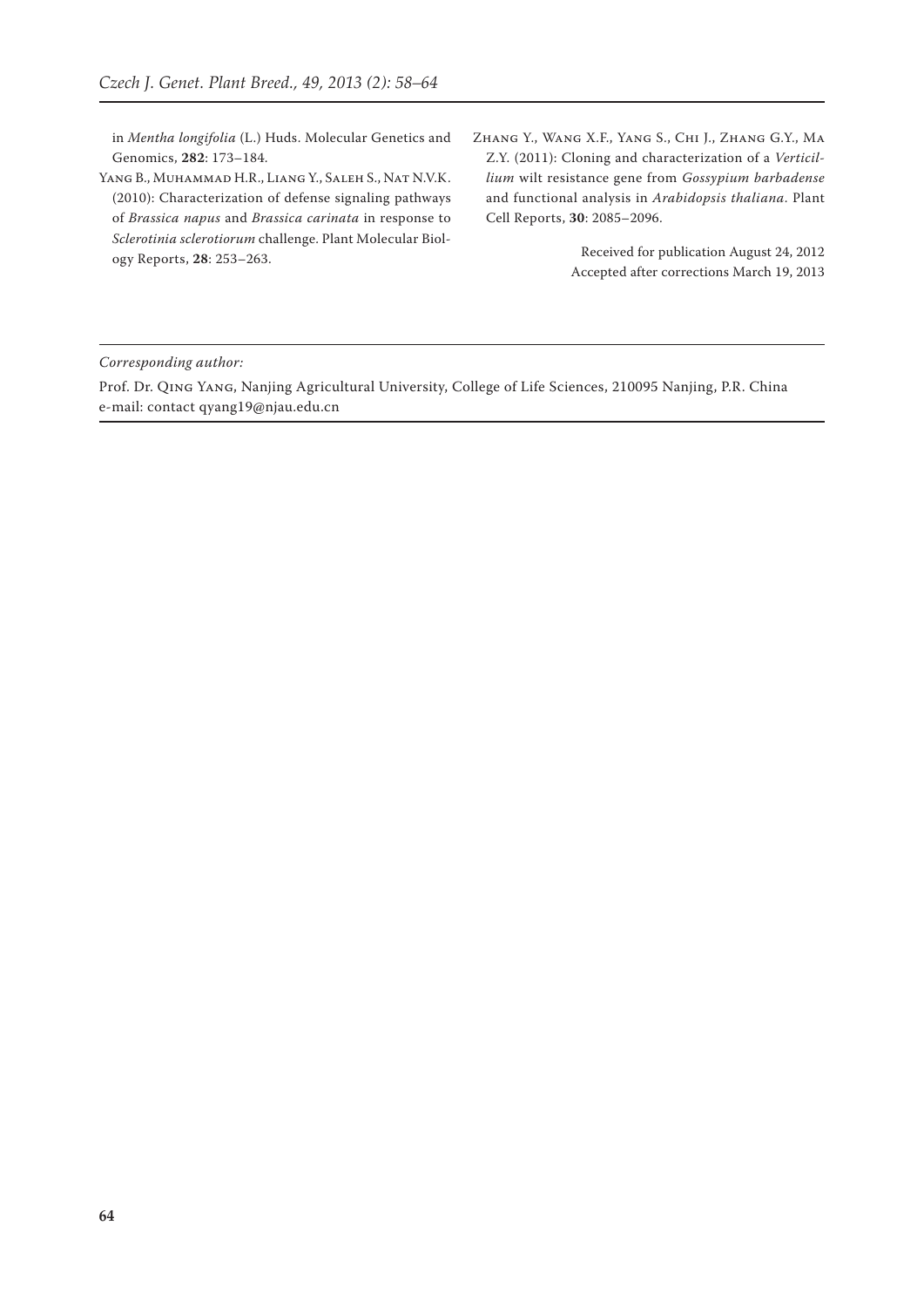in *Mentha longifolia* (L.) Huds. Molecular Genetics and Genomics, **282**: 173–184.

Yang B., Muhammad H.R., Liang Y., Saleh S., Nat N.V.K. (2010): Characterization of defense signaling pathways of *Brassica napus* and *Brassica carinata* in response to *Sclerotinia sclerotiorum* challenge. Plant Molecular Biology Reports, **28**: 253–263.

Zhang Y., Wang X.F., Yang S., Chi J., Zhang G.Y., Ma Z.Y. (2011): Cloning and characterization of a *Verticillium* wilt resistance gene from *Gossypium barbadense* and functional analysis in *Arabidopsis thaliana*. Plant Cell Reports, **30**: 2085–2096.

Received for publication August 24, 2012
Accepted after corrections March 19, 2013

*Corresponding author:*

Prof. Dr. Qing Yang, Nanjing Agricultural University, College of Life Sciences, 210095 Nanjing, P.R. China
e-mail: contact qyang19@njau.edu.cn